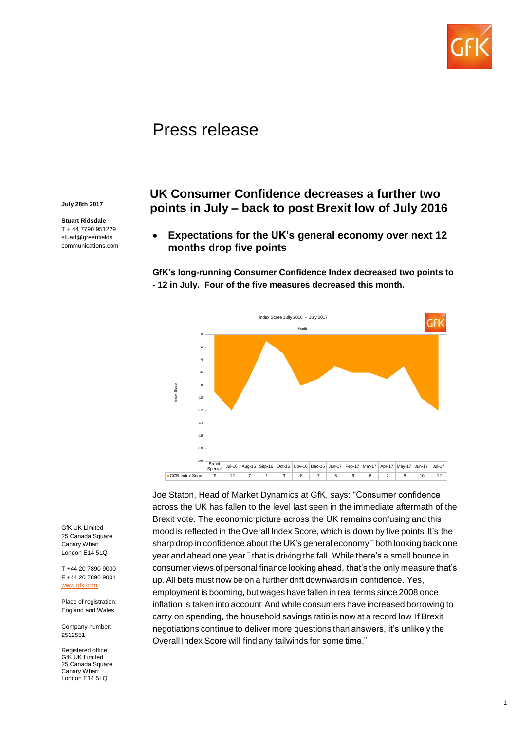# Press release

**July 28th 2017**

**Stuart Ridsdale**
T + 44 7790 951229
stuart@greenfields
communications.com

## UK Consumer Confidence decreases a further two points in July – back to post Brexit low of July 2016

- **Expectations for the UK's general economy over next 12 months drop five points**

**GfK's long-running Consumer Confidence Index decreased two points to - 12 in July. Four of the five measures decreased this month.**

Index Score Jully 2016 - July 2017

| | Brexit Special | Jul-16 | Aug-16 | Sep-16 | Oct-16 | Nov-16 | Dec-16 | Jan-17 | Feb-17 | Mar-17 | Apr-17 | May-17 | Jun-17 | Jul-17 |
|---|---|---|---|---|---|---|---|---|---|---|---|---|---|---|
| CCB Index Score | -9 | -12 | -7 | -1 | -3 | -8 | -7 | -5 | -6 | -6 | -7 | -5 | -10 | -12 |

Joe Staton, Head of Market Dynamics at GfK, says: "Consumer confidence across the UK has fallen to the level last seen in the immediate aftermath of the Brexit vote. The economic picture across the UK remains confusing and this mood is reflected in the Overall Index Score, which is down by five points. It's the sharp drop in confidence about the UK's general economy – both looking back one year and ahead one year – that is driving the fall. While there's a small bounce in consumer views of personal finance looking ahead, that's the only measure that's up. All bets must now be on a further drift downwards in confidence. Yes, employment is booming, but wages have fallen in real terms since 2008 once inflation is taken into account. And while consumers have increased borrowing to carry on spending, the household savings ratio is now at a record low. If Brexit negotiations continue to deliver more questions than answers, it's unlikely the Overall Index Score will find any tailwinds for some time."

GfK UK Limited
25 Canada Square
Canary Wharf
London E14 5LQ

T +44 20 7890 9000
F +44 20 7890 9001
www.gfk.com

Place of registration:
England and Wales

Company number:
2512551

Registered office:
GfK UK Limited
25 Canada Square
Canary Wharf
London E14 5LQ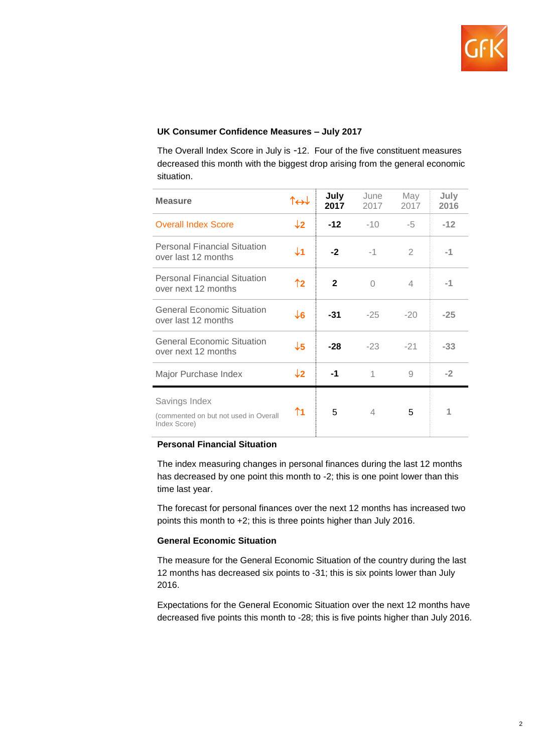## UK Consumer Confidence Measures – July 2017

The Overall Index Score in July is -12. Four of the five constituent measures decreased this month with the biggest drop arising from the general economic situation.

| Measure | ↑↔↓ | July 2017 | June 2017 | May 2017 | July 2016 |
|---|---|---|---|---|---|
| Overall Index Score | ↓2 | **-12** | -10 | -5 | **-12** |
| Personal Financial Situation over last 12 months | ↓1 | **-2** | -1 | 2 | **-1** |
| Personal Financial Situation over next 12 months | ↑2 | **2** | 0 | 4 | **-1** |
| General Economic Situation over last 12 months | ↓6 | **-31** | -25 | -20 | **-25** |
| General Economic Situation over next 12 months | ↓5 | **-28** | -23 | -21 | **-33** |
| Major Purchase Index | ↓2 | **-1** | 1 | 9 | **-2** |
| Savings Index (commented on but not used in Overall Index Score) | ↑1 | 5 | 4 | 5 | 1 |

### Personal Financial Situation

The index measuring changes in personal finances during the last 12 months has decreased by one point this month to -2; this is one point lower than this time last year.

The forecast for personal finances over the next 12 months has increased two points this month to +2; this is three points higher than July 2016.

### General Economic Situation

The measure for the General Economic Situation of the country during the last 12 months has decreased six points to -31; this is six points lower than July 2016.

Expectations for the General Economic Situation over the next 12 months have decreased five points this month to -28; this is five points higher than July 2016.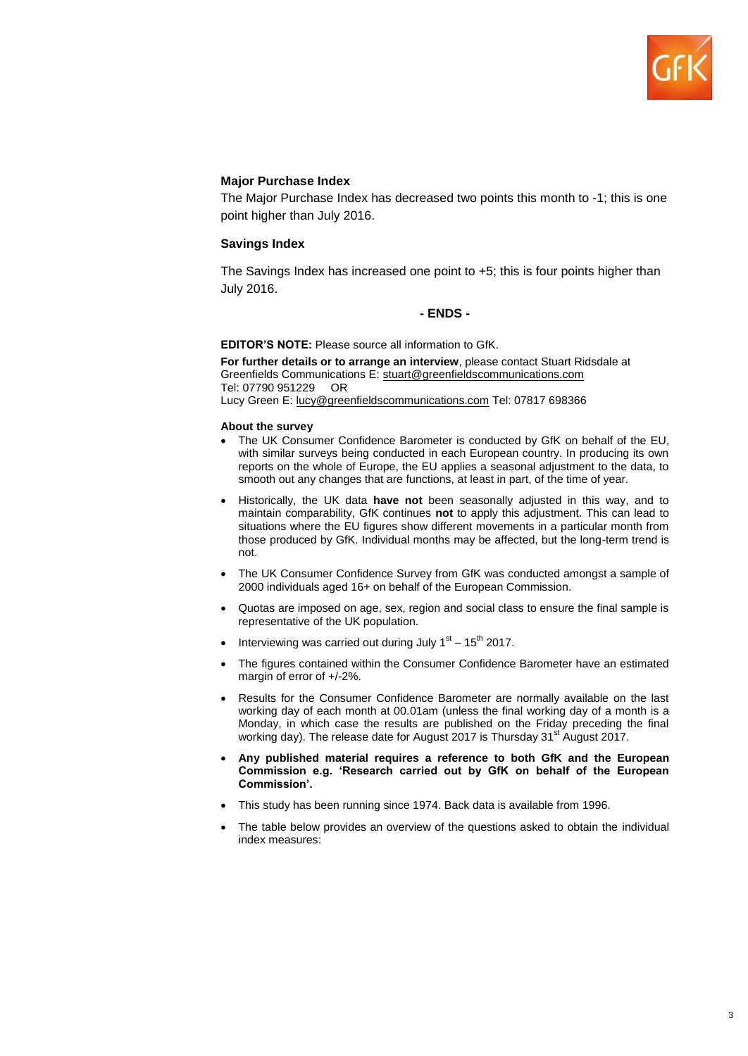### Major Purchase Index

The Major Purchase Index has decreased two points this month to -1; this is one point higher than July 2016.

### Savings Index

The Savings Index has increased one point to +5; this is four points higher than July 2016.

**- ENDS -**

**EDITOR'S NOTE:** Please source all information to GfK.

**For further details or to arrange an interview**, please contact Stuart Ridsdale at Greenfields Communications E: stuart@greenfieldscommunications.com
Tel: 07790 951229 OR
Lucy Green E: lucy@greenfieldscommunications.com Tel: 07817 698366

**About the survey**

- The UK Consumer Confidence Barometer is conducted by GfK on behalf of the EU, with similar surveys being conducted in each European country. In producing its own reports on the whole of Europe, the EU applies a seasonal adjustment to the data, to smooth out any changes that are functions, at least in part, of the time of year.
- Historically, the UK data **have not** been seasonally adjusted in this way, and to maintain comparability, GfK continues **not** to apply this adjustment. This can lead to situations where the EU figures show different movements in a particular month from those produced by GfK. Individual months may be affected, but the long-term trend is not.
- The UK Consumer Confidence Survey from GfK was conducted amongst a sample of 2000 individuals aged 16+ on behalf of the European Commission.
- Quotas are imposed on age, sex, region and social class to ensure the final sample is representative of the UK population.
- Interviewing was carried out during July 1st – 15th 2017.
- The figures contained within the Consumer Confidence Barometer have an estimated margin of error of +/-2%.
- Results for the Consumer Confidence Barometer are normally available on the last working day of each month at 00.01am (unless the final working day of a month is a Monday, in which case the results are published on the Friday preceding the final working day). The release date for August 2017 is Thursday 31st August 2017.
- **Any published material requires a reference to both GfK and the European Commission e.g. 'Research carried out by GfK on behalf of the European Commission'.**
- This study has been running since 1974. Back data is available from 1996.
- The table below provides an overview of the questions asked to obtain the individual index measures: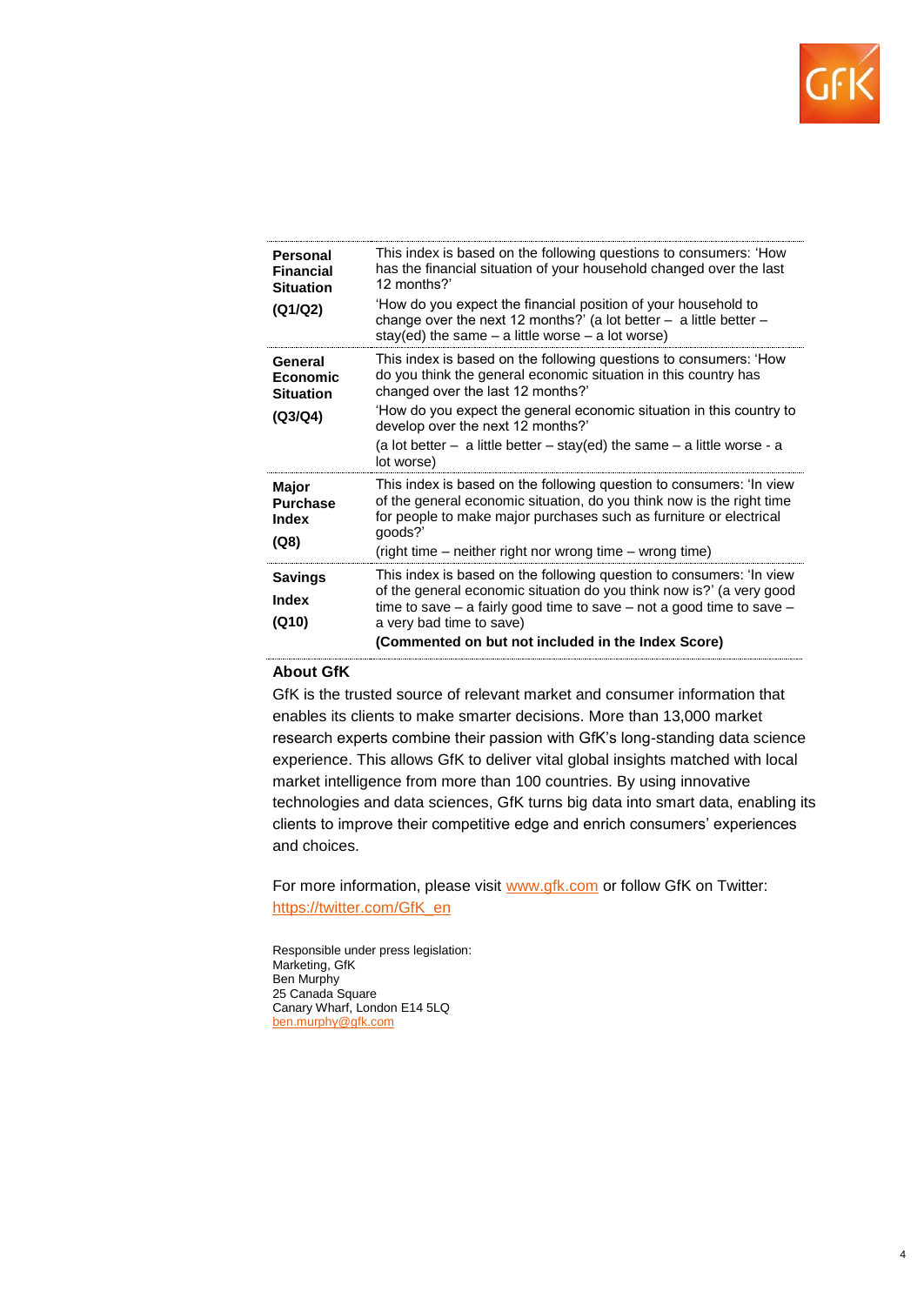| | |
|---|---|
| **Personal Financial Situation**<br><br>**(Q1/Q2)** | This index is based on the following questions to consumers: 'How has the financial situation of your household changed over the last 12 months?'<br><br>'How do you expect the financial position of your household to change over the next 12 months?' (a lot better – a little better – stay(ed) the same – a little worse – a lot worse) |
| **General Economic Situation**<br><br>**(Q3/Q4)** | This index is based on the following questions to consumers: 'How do you think the general economic situation in this country has changed over the last 12 months?'<br><br>'How do you expect the general economic situation in this country to develop over the next 12 months?'<br><br>(a lot better – a little better – stay(ed) the same – a little worse - a lot worse) |
| **Major Purchase Index**<br><br>**(Q8)** | This index is based on the following question to consumers: 'In view of the general economic situation, do you think now is the right time for people to make major purchases such as furniture or electrical goods?'<br><br>(right time – neither right nor wrong time – wrong time) |
| **Savings**<br><br>**Index**<br><br>**(Q10)** | This index is based on the following question to consumers: 'In view of the general economic situation do you think now is?' (a very good time to save – a fairly good time to save – not a good time to save – a very bad time to save)<br><br>**(Commented on but not included in the Index Score)** |

**About GfK**

GfK is the trusted source of relevant market and consumer information that enables its clients to make smarter decisions. More than 13,000 market research experts combine their passion with GfK's long-standing data science experience. This allows GfK to deliver vital global insights matched with local market intelligence from more than 100 countries. By using innovative technologies and data sciences, GfK turns big data into smart data, enabling its clients to improve their competitive edge and enrich consumers' experiences and choices.

For more information, please visit www.gfk.com or follow GfK on Twitter: https://twitter.com/GfK_en

Responsible under press legislation:
Marketing, GfK
Ben Murphy
25 Canada Square
Canary Wharf, London E14 5LQ
ben.murphy@gfk.com